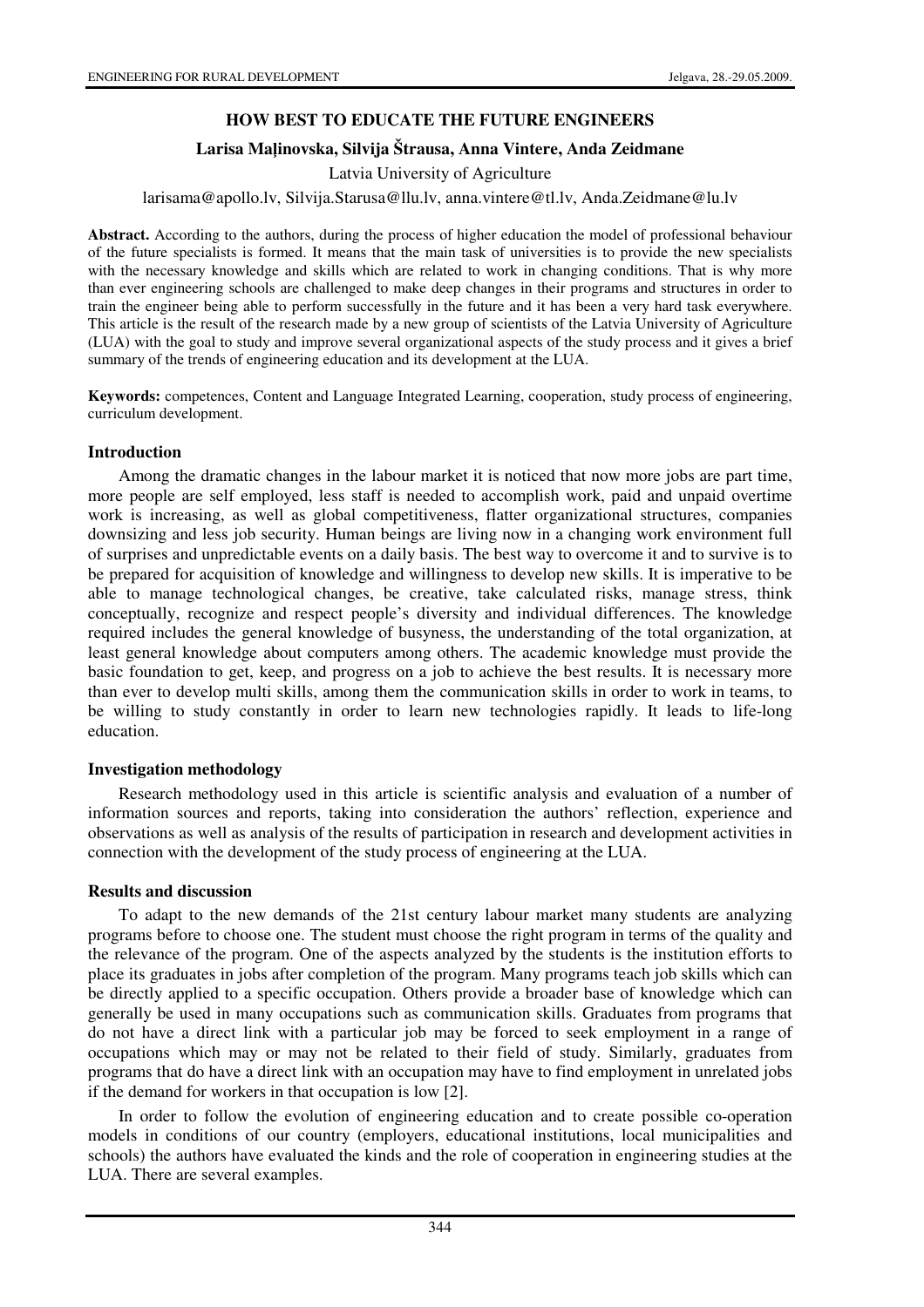# HOW BEST TO EDUCATE THE FUTURE ENGINEERS

**Larisa Maļinovska, Silvija Štrausa, Anna Vintere, Anda Zeidmane**

Latvia University of Agriculture

larisama@apollo.lv, Silvija.Starusa@llu.lv, anna.vintere@tl.lv, Anda.Zeidmane@lu.lv

**Abstract.** According to the authors, during the process of higher education the model of professional behaviour of the future specialists is formed. It means that the main task of universities is to provide the new specialists with the necessary knowledge and skills which are related to work in changing conditions. That is why more than ever engineering schools are challenged to make deep changes in their programs and structures in order to train the engineer being able to perform successfully in the future and it has been a very hard task everywhere. This article is the result of the research made by a new group of scientists of the Latvia University of Agriculture (LUA) with the goal to study and improve several organizational aspects of the study process and it gives a brief summary of the trends of engineering education and its development at the LUA.

**Keywords:** competences, Content and Language Integrated Learning, cooperation, study process of engineering, curriculum development.

## Introduction

Among the dramatic changes in the labour market it is noticed that now more jobs are part time, more people are self employed, less staff is needed to accomplish work, paid and unpaid overtime work is increasing, as well as global competitiveness, flatter organizational structures, companies downsizing and less job security. Human beings are living now in a changing work environment full of surprises and unpredictable events on a daily basis. The best way to overcome it and to survive is to be prepared for acquisition of knowledge and willingness to develop new skills. It is imperative to be able to manage technological changes, be creative, take calculated risks, manage stress, think conceptually, recognize and respect people's diversity and individual differences. The knowledge required includes the general knowledge of busyness, the understanding of the total organization, at least general knowledge about computers among others. The academic knowledge must provide the basic foundation to get, keep, and progress on a job to achieve the best results. It is necessary more than ever to develop multi skills, among them the communication skills in order to work in teams, to be willing to study constantly in order to learn new technologies rapidly. It leads to life-long education.

## Investigation methodology

Research methodology used in this article is scientific analysis and evaluation of a number of information sources and reports, taking into consideration the authors' reflection, experience and observations as well as analysis of the results of participation in research and development activities in connection with the development of the study process of engineering at the LUA.

## Results and discussion

To adapt to the new demands of the 21st century labour market many students are analyzing programs before to choose one. The student must choose the right program in terms of the quality and the relevance of the program. One of the aspects analyzed by the students is the institution efforts to place its graduates in jobs after completion of the program. Many programs teach job skills which can be directly applied to a specific occupation. Others provide a broader base of knowledge which can generally be used in many occupations such as communication skills. Graduates from programs that do not have a direct link with a particular job may be forced to seek employment in a range of occupations which may or may not be related to their field of study. Similarly, graduates from programs that do have a direct link with an occupation may have to find employment in unrelated jobs if the demand for workers in that occupation is low [2].

In order to follow the evolution of engineering education and to create possible co-operation models in conditions of our country (employers, educational institutions, local municipalities and schools) the authors have evaluated the kinds and the role of cooperation in engineering studies at the LUA. There are several examples.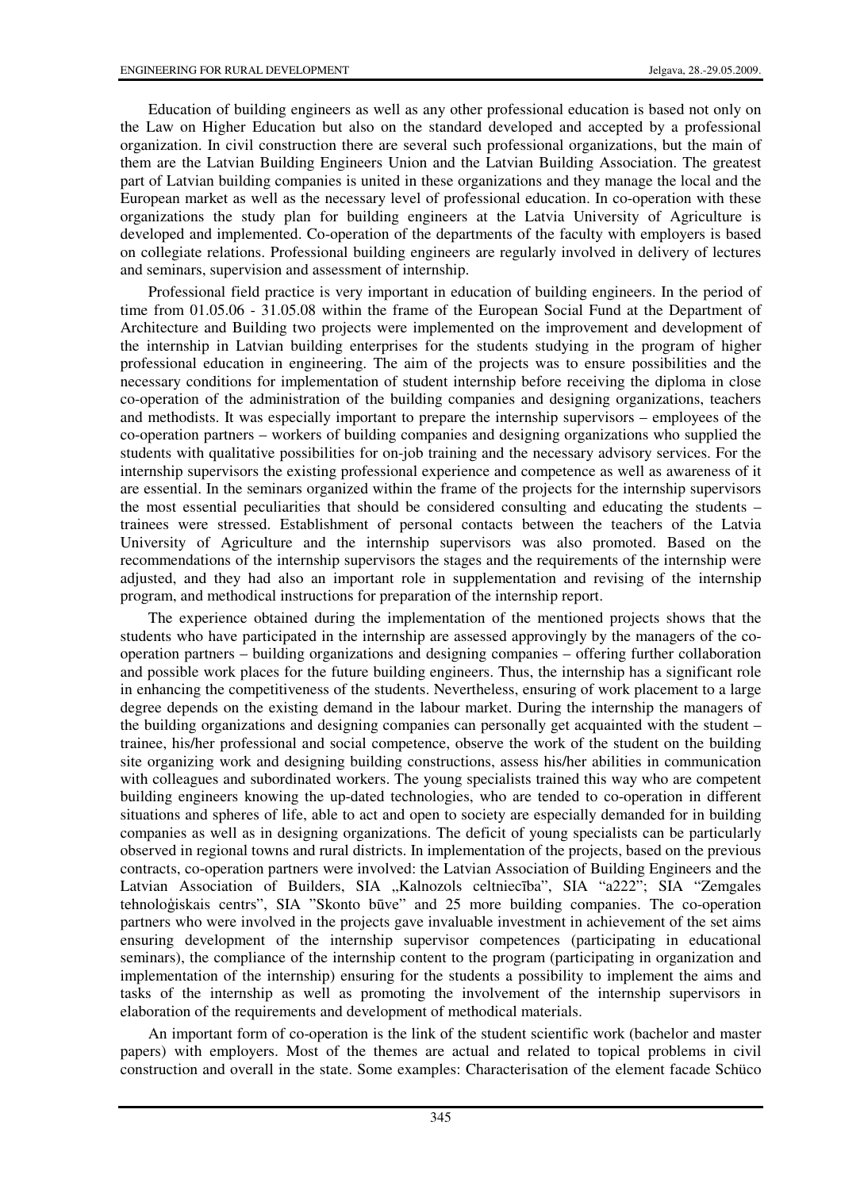Education of building engineers as well as any other professional education is based not only on the Law on Higher Education but also on the standard developed and accepted by a professional organization. In civil construction there are several such professional organizations, but the main of them are the Latvian Building Engineers Union and the Latvian Building Association. The greatest part of Latvian building companies is united in these organizations and they manage the local and the European market as well as the necessary level of professional education. In co-operation with these organizations the study plan for building engineers at the Latvia University of Agriculture is developed and implemented. Co-operation of the departments of the faculty with employers is based on collegiate relations. Professional building engineers are regularly involved in delivery of lectures and seminars, supervision and assessment of internship.

Professional field practice is very important in education of building engineers. In the period of time from 01.05.06 - 31.05.08 within the frame of the European Social Fund at the Department of Architecture and Building two projects were implemented on the improvement and development of the internship in Latvian building enterprises for the students studying in the program of higher professional education in engineering. The aim of the projects was to ensure possibilities and the necessary conditions for implementation of student internship before receiving the diploma in close co-operation of the administration of the building companies and designing organizations, teachers and methodists. It was especially important to prepare the internship supervisors – employees of the co-operation partners – workers of building companies and designing organizations who supplied the students with qualitative possibilities for on-job training and the necessary advisory services. For the internship supervisors the existing professional experience and competence as well as awareness of it are essential. In the seminars organized within the frame of the projects for the internship supervisors the most essential peculiarities that should be considered consulting and educating the students – trainees were stressed. Establishment of personal contacts between the teachers of the Latvia University of Agriculture and the internship supervisors was also promoted. Based on the recommendations of the internship supervisors the stages and the requirements of the internship were adjusted, and they had also an important role in supplementation and revising of the internship program, and methodical instructions for preparation of the internship report.

The experience obtained during the implementation of the mentioned projects shows that the students who have participated in the internship are assessed approvingly by the managers of the co-operation partners – building organizations and designing companies – offering further collaboration and possible work places for the future building engineers. Thus, the internship has a significant role in enhancing the competitiveness of the students. Nevertheless, ensuring of work placement to a large degree depends on the existing demand in the labour market. During the internship the managers of the building organizations and designing companies can personally get acquainted with the student – trainee, his/her professional and social competence, observe the work of the student on the building site organizing work and designing building constructions, assess his/her abilities in communication with colleagues and subordinated workers. The young specialists trained this way who are competent building engineers knowing the up-dated technologies, who are tended to co-operation in different situations and spheres of life, able to act and open to society are especially demanded for in building companies as well as in designing organizations. The deficit of young specialists can be particularly observed in regional towns and rural districts. In implementation of the projects, based on the previous contracts, co-operation partners were involved: the Latvian Association of Building Engineers and the Latvian Association of Builders, SIA „Kalnozols celtniecība", SIA "a222"; SIA "Zemgales tehnoloģiskais centrs", SIA "Skonto būve" and 25 more building companies. The co-operation partners who were involved in the projects gave invaluable investment in achievement of the set aims ensuring development of the internship supervisor competences (participating in educational seminars), the compliance of the internship content to the program (participating in organization and implementation of the internship) ensuring for the students a possibility to implement the aims and tasks of the internship as well as promoting the involvement of the internship supervisors in elaboration of the requirements and development of methodical materials.

An important form of co-operation is the link of the student scientific work (bachelor and master papers) with employers. Most of the themes are actual and related to topical problems in civil construction and overall in the state. Some examples: Characterisation of the element facade Schüco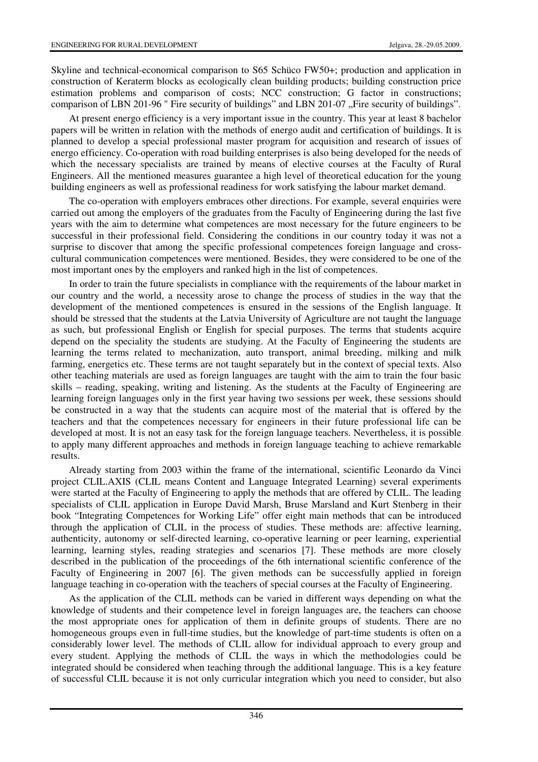Skyline and technical-economical comparison to S65 Schüco FW50+; production and application in construction of Keraterm blocks as ecologically clean building products; building construction price estimation problems and comparison of costs; NCC construction; G factor in constructions; comparison of LBN 201-96 " Fire security of buildings" and LBN 201-07 „Fire security of buildings".

At present energo efficiency is a very important issue in the country. This year at least 8 bachelor papers will be written in relation with the methods of energo audit and certification of buildings. It is planned to develop a special professional master program for acquisition and research of issues of energo efficiency. Co-operation with road building enterprises is also being developed for the needs of which the necessary specialists are trained by means of elective courses at the Faculty of Rural Engineers. All the mentioned measures guarantee a high level of theoretical education for the young building engineers as well as professional readiness for work satisfying the labour market demand.

The co-operation with employers embraces other directions. For example, several enquiries were carried out among the employers of the graduates from the Faculty of Engineering during the last five years with the aim to determine what competences are most necessary for the future engineers to be successful in their professional field. Considering the conditions in our country today it was not a surprise to discover that among the specific professional competences foreign language and cross-cultural communication competences were mentioned. Besides, they were considered to be one of the most important ones by the employers and ranked high in the list of competences.

In order to train the future specialists in compliance with the requirements of the labour market in our country and the world, a necessity arose to change the process of studies in the way that the development of the mentioned competences is ensured in the sessions of the English language. It should be stressed that the students at the Latvia University of Agriculture are not taught the language as such, but professional English or English for special purposes. The terms that students acquire depend on the speciality the students are studying. At the Faculty of Engineering the students are learning the terms related to mechanization, auto transport, animal breeding, milking and milk farming, energetics etc. These terms are not taught separately but in the context of special texts. Also other teaching materials are used as foreign languages are taught with the aim to train the four basic skills – reading, speaking, writing and listening. As the students at the Faculty of Engineering are learning foreign languages only in the first year having two sessions per week, these sessions should be constructed in a way that the students can acquire most of the material that is offered by the teachers and that the competences necessary for engineers in their future professional life can be developed at most. It is not an easy task for the foreign language teachers. Nevertheless, it is possible to apply many different approaches and methods in foreign language teaching to achieve remarkable results.

Already starting from 2003 within the frame of the international, scientific Leonardo da Vinci project CLIL.AXIS (CLIL means Content and Language Integrated Learning) several experiments were started at the Faculty of Engineering to apply the methods that are offered by CLIL. The leading specialists of CLIL application in Europe David Marsh, Bruse Marsland and Kurt Stenberg in their book "Integrating Competences for Working Life" offer eight main methods that can be introduced through the application of CLIL in the process of studies. These methods are: affective learning, authenticity, autonomy or self-directed learning, co-operative learning or peer learning, experiential learning, learning styles, reading strategies and scenarios [7]. These methods are more closely described in the publication of the proceedings of the 6th international scientific conference of the Faculty of Engineering in 2007 [6]. The given methods can be successfully applied in foreign language teaching in co-operation with the teachers of special courses at the Faculty of Engineering.

As the application of the CLIL methods can be varied in different ways depending on what the knowledge of students and their competence level in foreign languages are, the teachers can choose the most appropriate ones for application of them in definite groups of students. There are no homogeneous groups even in full-time studies, but the knowledge of part-time students is often on a considerably lower level. The methods of CLIL allow for individual approach to every group and every student. Applying the methods of CLIL the ways in which the methodologies could be integrated should be considered when teaching through the additional language. This is a key feature of successful CLIL because it is not only curricular integration which you need to consider, but also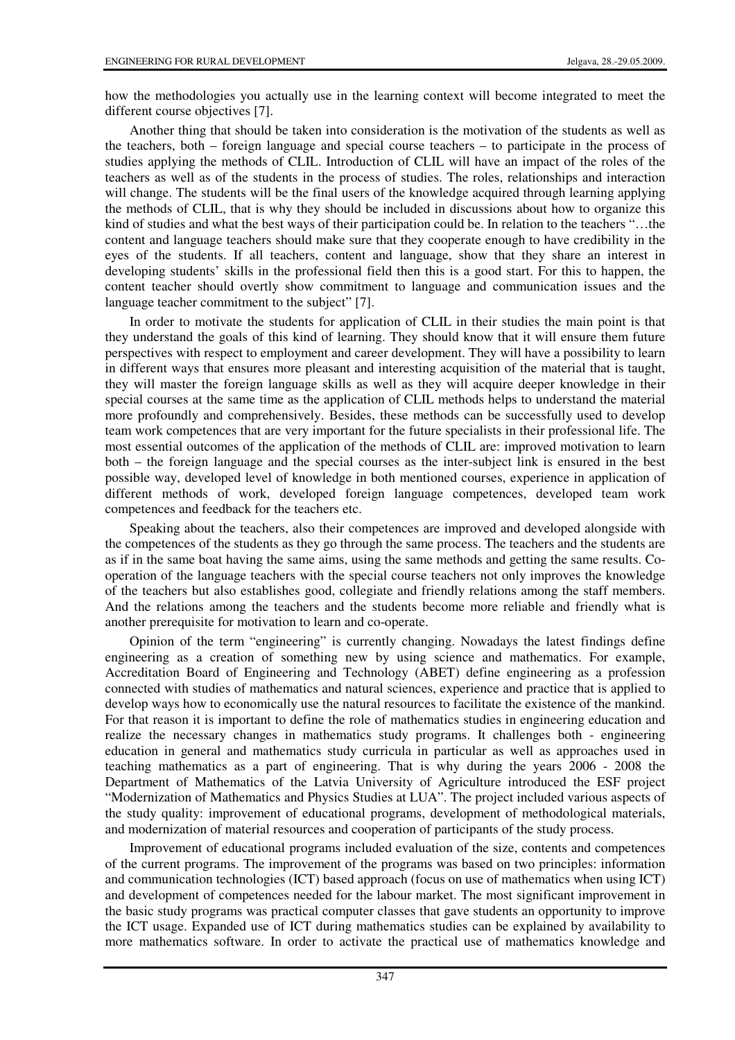how the methodologies you actually use in the learning context will become integrated to meet the different course objectives [7].

Another thing that should be taken into consideration is the motivation of the students as well as the teachers, both – foreign language and special course teachers – to participate in the process of studies applying the methods of CLIL. Introduction of CLIL will have an impact of the roles of the teachers as well as of the students in the process of studies. The roles, relationships and interaction will change. The students will be the final users of the knowledge acquired through learning applying the methods of CLIL, that is why they should be included in discussions about how to organize this kind of studies and what the best ways of their participation could be. In relation to the teachers "…the content and language teachers should make sure that they cooperate enough to have credibility in the eyes of the students. If all teachers, content and language, show that they share an interest in developing students' skills in the professional field then this is a good start. For this to happen, the content teacher should overtly show commitment to language and communication issues and the language teacher commitment to the subject" [7].

In order to motivate the students for application of CLIL in their studies the main point is that they understand the goals of this kind of learning. They should know that it will ensure them future perspectives with respect to employment and career development. They will have a possibility to learn in different ways that ensures more pleasant and interesting acquisition of the material that is taught, they will master the foreign language skills as well as they will acquire deeper knowledge in their special courses at the same time as the application of CLIL methods helps to understand the material more profoundly and comprehensively. Besides, these methods can be successfully used to develop team work competences that are very important for the future specialists in their professional life. The most essential outcomes of the application of the methods of CLIL are: improved motivation to learn both – the foreign language and the special courses as the inter-subject link is ensured in the best possible way, developed level of knowledge in both mentioned courses, experience in application of different methods of work, developed foreign language competences, developed team work competences and feedback for the teachers etc.

Speaking about the teachers, also their competences are improved and developed alongside with the competences of the students as they go through the same process. The teachers and the students are as if in the same boat having the same aims, using the same methods and getting the same results. Co-operation of the language teachers with the special course teachers not only improves the knowledge of the teachers but also establishes good, collegiate and friendly relations among the staff members. And the relations among the teachers and the students become more reliable and friendly what is another prerequisite for motivation to learn and co-operate.

Opinion of the term "engineering" is currently changing. Nowadays the latest findings define engineering as a creation of something new by using science and mathematics. For example, Accreditation Board of Engineering and Technology (ABET) define engineering as a profession connected with studies of mathematics and natural sciences, experience and practice that is applied to develop ways how to economically use the natural resources to facilitate the existence of the mankind. For that reason it is important to define the role of mathematics studies in engineering education and realize the necessary changes in mathematics study programs. It challenges both - engineering education in general and mathematics study curricula in particular as well as approaches used in teaching mathematics as a part of engineering. That is why during the years 2006 - 2008 the Department of Mathematics of the Latvia University of Agriculture introduced the ESF project "Modernization of Mathematics and Physics Studies at LUA". The project included various aspects of the study quality: improvement of educational programs, development of methodological materials, and modernization of material resources and cooperation of participants of the study process.

Improvement of educational programs included evaluation of the size, contents and competences of the current programs. The improvement of the programs was based on two principles: information and communication technologies (ICT) based approach (focus on use of mathematics when using ICT) and development of competences needed for the labour market. The most significant improvement in the basic study programs was practical computer classes that gave students an opportunity to improve the ICT usage. Expanded use of ICT during mathematics studies can be explained by availability to more mathematics software. In order to activate the practical use of mathematics knowledge and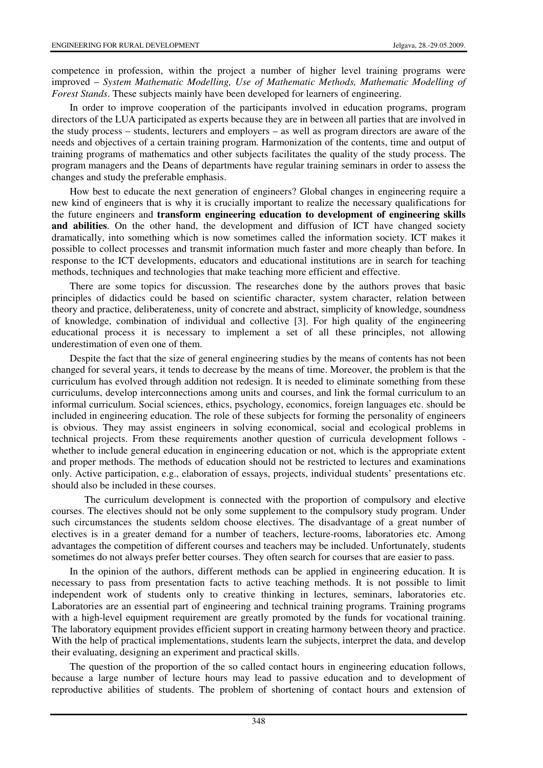competence in profession, within the project a number of higher level training programs were improved – *System Mathematic Modelling, Use of Mathematic Methods, Mathematic Modelling of Forest Stands*. These subjects mainly have been developed for learners of engineering.

In order to improve cooperation of the participants involved in education programs, program directors of the LUA participated as experts because they are in between all parties that are involved in the study process – students, lecturers and employers – as well as program directors are aware of the needs and objectives of a certain training program. Harmonization of the contents, time and output of training programs of mathematics and other subjects facilitates the quality of the study process. The program managers and the Deans of departments have regular training seminars in order to assess the changes and study the preferable emphasis.

How best to educate the next generation of engineers? Global changes in engineering require a new kind of engineers that is why it is crucially important to realize the necessary qualifications for the future engineers and **transform engineering education to development of engineering skills and abilities**. On the other hand, the development and diffusion of ICT have changed society dramatically, into something which is now sometimes called the information society. ICT makes it possible to collect processes and transmit information much faster and more cheaply than before. In response to the ICT developments, educators and educational institutions are in search for teaching methods, techniques and technologies that make teaching more efficient and effective.

There are some topics for discussion. The researches done by the authors proves that basic principles of didactics could be based on scientific character, system character, relation between theory and practice, deliberateness, unity of concrete and abstract, simplicity of knowledge, soundness of knowledge, combination of individual and collective [3]. For high quality of the engineering educational process it is necessary to implement a set of all these principles, not allowing underestimation of even one of them.

Despite the fact that the size of general engineering studies by the means of contents has not been changed for several years, it tends to decrease by the means of time. Moreover, the problem is that the curriculum has evolved through addition not redesign. It is needed to eliminate something from these curriculums, develop interconnections among units and courses, and link the formal curriculum to an informal curriculum. Social sciences, ethics, psychology, economics, foreign languages etc. should be included in engineering education. The role of these subjects for forming the personality of engineers is obvious. They may assist engineers in solving economical, social and ecological problems in technical projects. From these requirements another question of curricula development follows - whether to include general education in engineering education or not, which is the appropriate extent and proper methods. The methods of education should not be restricted to lectures and examinations only. Active participation, e.g., elaboration of essays, projects, individual students' presentations etc. should also be included in these courses.

The curriculum development is connected with the proportion of compulsory and elective courses. The electives should not be only some supplement to the compulsory study program. Under such circumstances the students seldom choose electives. The disadvantage of a great number of electives is in a greater demand for a number of teachers, lecture-rooms, laboratories etc. Among advantages the competition of different courses and teachers may be included. Unfortunately, students sometimes do not always prefer better courses. They often search for courses that are easier to pass.

In the opinion of the authors, different methods can be applied in engineering education. It is necessary to pass from presentation facts to active teaching methods. It is not possible to limit independent work of students only to creative thinking in lectures, seminars, laboratories etc. Laboratories are an essential part of engineering and technical training programs. Training programs with a high-level equipment requirement are greatly promoted by the funds for vocational training. The laboratory equipment provides efficient support in creating harmony between theory and practice. With the help of practical implementations, students learn the subjects, interpret the data, and develop their evaluating, designing an experiment and practical skills.

The question of the proportion of the so called contact hours in engineering education follows, because a large number of lecture hours may lead to passive education and to development of reproductive abilities of students. The problem of shortening of contact hours and extension of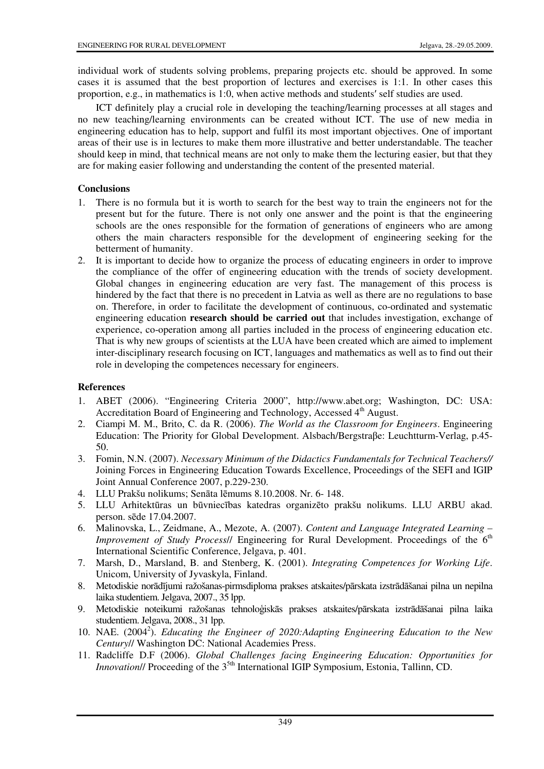individual work of students solving problems, preparing projects etc. should be approved. In some cases it is assumed that the best proportion of lectures and exercises is 1:1. In other cases this proportion, e.g., in mathematics is 1:0, when active methods and students′ self studies are used.

ICT definitely play a crucial role in developing the teaching/learning processes at all stages and no new teaching/learning environments can be created without ICT. The use of new media in engineering education has to help, support and fulfil its most important objectives. One of important areas of their use is in lectures to make them more illustrative and better understandable. The teacher should keep in mind, that technical means are not only to make them the lecturing easier, but that they are for making easier following and understanding the content of the presented material.

## Conclusions

1. There is no formula but it is worth to search for the best way to train the engineers not for the present but for the future. There is not only one answer and the point is that the engineering schools are the ones responsible for the formation of generations of engineers who are among others the main characters responsible for the development of engineering seeking for the betterment of humanity.
2. It is important to decide how to organize the process of educating engineers in order to improve the compliance of the offer of engineering education with the trends of society development. Global changes in engineering education are very fast. The management of this process is hindered by the fact that there is no precedent in Latvia as well as there are no regulations to base on. Therefore, in order to facilitate the development of continuous, co-ordinated and systematic engineering education **research should be carried out** that includes investigation, exchange of experience, co-operation among all parties included in the process of engineering education etc. That is why new groups of scientists at the LUA have been created which are aimed to implement inter-disciplinary research focusing on ICT, languages and mathematics as well as to find out their role in developing the competences necessary for engineers.

## References

1. ABET (2006). "Engineering Criteria 2000", http://www.abet.org; Washington, DC: USA: Accreditation Board of Engineering and Technology, Accessed 4th August.
2. Ciampi M. M., Brito, C. da R. (2006). *The World as the Classroom for Engineers*. Engineering Education: The Priority for Global Development. Alsbach/Bergstraβe: Leuchtturm-Verlag, p.45-50.
3. Fomin, N.N. (2007). *Necessary Minimum of the Didactics Fundamentals for Technical Teachers//* Joining Forces in Engineering Education Towards Excellence, Proceedings of the SEFI and IGIP Joint Annual Conference 2007, p.229-230.
4. LLU Prakšu nolikums; Senāta lēmums 8.10.2008. Nr. 6- 148.
5. LLU Arhitektūras un būvniecības katedras organizēto prakšu nolikums. LLU ARBU akad. person. sēde 17.04.2007.
6. Malinovska, L., Zeidmane, A., Mezote, A. (2007). *Content and Language Integrated Learning – Improvement of Study Process*// Engineering for Rural Development. Proceedings of the 6th International Scientific Conference, Jelgava, p. 401.
7. Marsh, D., Marsland, B. and Stenberg, K. (2001). *Integrating Competences for Working Life*. Unicom, University of Jyvaskyla, Finland.
8. Metodiskie norādījumi ražošanas-pirmsdiploma prakses atskaites/pārskata izstrādāšanai pilna un nepilna laika studentiem. Jelgava, 2007., 35 lpp.
9. Metodiskie noteikumi ražošanas tehnoloģiskās prakses atskaites/pārskata izstrādāšanai pilna laika studentiem. Jelgava, 2008., 31 lpp.
10. NAE. (2004[2]). *Educating the Engineer of 2020:Adapting Engineering Education to the New Century*// Washington DC: National Academies Press.
11. Radcliffe D.F (2006). *Global Challenges facing Engineering Education: Opportunities for Innovation*// Proceeding of the 35th International IGIP Symposium, Estonia, Tallinn, CD.